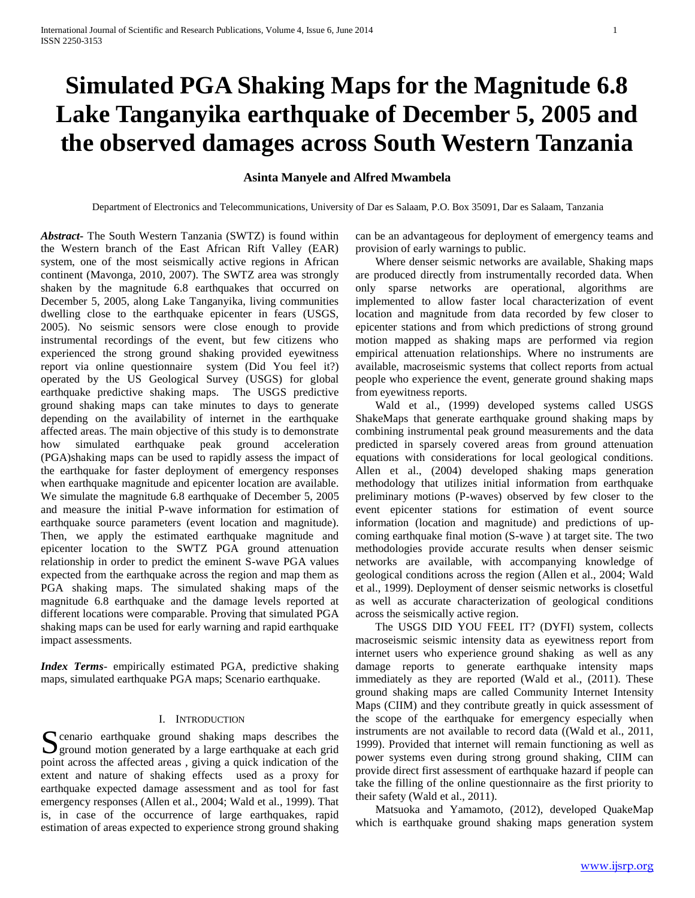# Simulated PGA Shaking Maps for the Magnitude 6.8 Lake Tanganyika earthquake of December 5, 2005 and the observed damages across South Western Tanzania

**Asinta Manyele and Alfred Mwambela**

Department of Electronics and Telecommunications, University of Dar es Salaam, P.O. Box 35091, Dar es Salaam, Tanzania

***Abstract*-** The South Western Tanzania (SWTZ) is found within the Western branch of the East African Rift Valley (EAR) system, one of the most seismically active regions in African continent (Mavonga, 2010, 2007). The SWTZ area was strongly shaken by the magnitude 6.8 earthquakes that occurred on December 5, 2005, along Lake Tanganyika, living communities dwelling close to the earthquake epicenter in fears (USGS, 2005). No seismic sensors were close enough to provide instrumental recordings of the event, but few citizens who experienced the strong ground shaking provided eyewitness report via online questionnaire system (Did You feel it?) operated by the US Geological Survey (USGS) for global earthquake predictive shaking maps. The USGS predictive ground shaking maps can take minutes to days to generate depending on the availability of internet in the earthquake affected areas. The main objective of this study is to demonstrate how simulated earthquake peak ground acceleration (PGA)shaking maps can be used to rapidly assess the impact of the earthquake for faster deployment of emergency responses when earthquake magnitude and epicenter location are available. We simulate the magnitude 6.8 earthquake of December 5, 2005 and measure the initial P-wave information for estimation of earthquake source parameters (event location and magnitude). Then, we apply the estimated earthquake magnitude and epicenter location to the SWTZ PGA ground attenuation relationship in order to predict the eminent S-wave PGA values expected from the earthquake across the region and map them as PGA shaking maps. The simulated shaking maps of the magnitude 6.8 earthquake and the damage levels reported at different locations were comparable. Proving that simulated PGA shaking maps can be used for early warning and rapid earthquake impact assessments.

***Index Terms*-** empirically estimated PGA, predictive shaking maps, simulated earthquake PGA maps; Scenario earthquake.

## I. Introduction

Scenario earthquake ground shaking maps describes the ground motion generated by a large earthquake at each grid point across the affected areas , giving a quick indication of the extent and nature of shaking effects used as a proxy for earthquake expected damage assessment and as tool for fast emergency responses (Allen et al., 2004; Wald et al., 1999). That is, in case of the occurrence of large earthquakes, rapid estimation of areas expected to experience strong ground shaking can be an advantageous for deployment of emergency teams and provision of early warnings to public.

Where denser seismic networks are available, Shaking maps are produced directly from instrumentally recorded data. When only sparse networks are operational, algorithms are implemented to allow faster local characterization of event location and magnitude from data recorded by few closer to epicenter stations and from which predictions of strong ground motion mapped as shaking maps are performed via region empirical attenuation relationships. Where no instruments are available, macroseismic systems that collect reports from actual people who experience the event, generate ground shaking maps from eyewitness reports.

Wald et al., (1999) developed systems called USGS ShakeMaps that generate earthquake ground shaking maps by combining instrumental peak ground measurements and the data predicted in sparsely covered areas from ground attenuation equations with considerations for local geological conditions. Allen et al., (2004) developed shaking maps generation methodology that utilizes initial information from earthquake preliminary motions (P-waves) observed by few closer to the event epicenter stations for estimation of event source information (location and magnitude) and predictions of up-coming earthquake final motion (S-wave ) at target site. The two methodologies provide accurate results when denser seismic networks are available, with accompanying knowledge of geological conditions across the region (Allen et al., 2004; Wald et al., 1999). Deployment of denser seismic networks is closetful as well as accurate characterization of geological conditions across the seismically active region.

The USGS DID YOU FEEL IT? (DYFI) system, collects macroseismic seismic intensity data as eyewitness report from internet users who experience ground shaking as well as any damage reports to generate earthquake intensity maps immediately as they are reported (Wald et al., (2011). These ground shaking maps are called Community Internet Intensity Maps (CIIM) and they contribute greatly in quick assessment of the scope of the earthquake for emergency especially when instruments are not available to record data ((Wald et al., 2011, 1999). Provided that internet will remain functioning as well as power systems even during strong ground shaking, CIIM can provide direct first assessment of earthquake hazard if people can take the filling of the online questionnaire as the first priority to their safety (Wald et al., 2011).

Matsuoka and Yamamoto, (2012), developed QuakeMap which is earthquake ground shaking maps generation system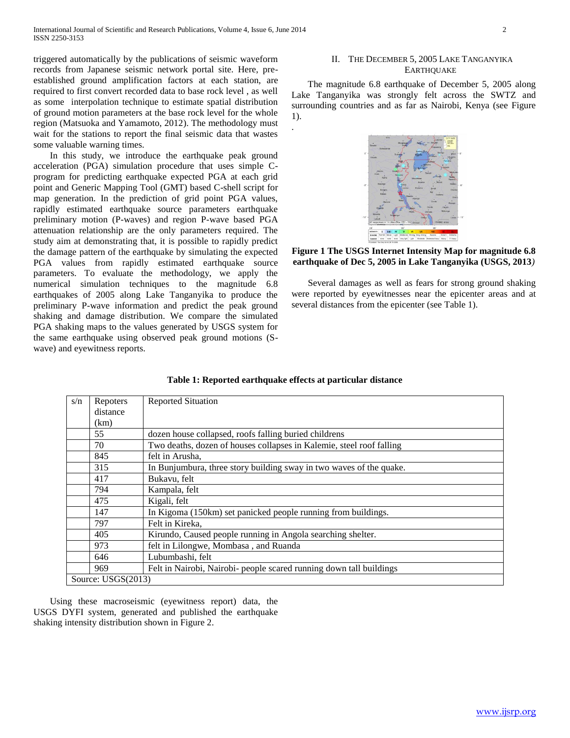triggered automatically by the publications of seismic waveform records from Japanese seismic network portal site. Here, pre-established ground amplification factors at each station, are required to first convert recorded data to base rock level , as well as some interpolation technique to estimate spatial distribution of ground motion parameters at the base rock level for the whole region (Matsuoka and Yamamoto, 2012). The methodology must wait for the stations to report the final seismic data that wastes some valuable warning times.

In this study, we introduce the earthquake peak ground acceleration (PGA) simulation procedure that uses simple C-program for predicting earthquake expected PGA at each grid point and Generic Mapping Tool (GMT) based C-shell script for map generation. In the prediction of grid point PGA values, rapidly estimated earthquake source parameters earthquake preliminary motion (P-waves) and region P-wave based PGA attenuation relationship are the only parameters required. The study aim at demonstrating that, it is possible to rapidly predict the damage pattern of the earthquake by simulating the expected PGA values from rapidly estimated earthquake source parameters. To evaluate the methodology, we apply the numerical simulation techniques to the magnitude 6.8 earthquakes of 2005 along Lake Tanganyika to produce the preliminary P-wave information and predict the peak ground shaking and damage distribution. We compare the simulated PGA shaking maps to the values generated by USGS system for the same earthquake using observed peak ground motions (S-wave) and eyewitness reports.

## II. The December 5, 2005 Lake Tanganyika Earthquake

The magnitude 6.8 earthquake of December 5, 2005 along Lake Tanganyika was strongly felt across the SWTZ and surrounding countries and as far as Nairobi, Kenya (see Figure 1).

**Figure 1 The USGS Internet Intensity Map for magnitude 6.8 earthquake of Dec 5, 2005 in Lake Tanganyika (USGS, 2013)**

Several damages as well as fears for strong ground shaking were reported by eyewitnesses near the epicenter areas and at several distances from the epicenter (see Table 1).

**Table 1: Reported earthquake effects at particular distance**

| s/n | Repoters distance (km) | Reported Situation |
|---|---|---|
| | 55 | dozen house collapsed, roofs falling buried childrens |
| | 70 | Two deaths, dozen of houses collapses in Kalemie, steel roof falling |
| | 845 | felt in Arusha, |
| | 315 | In Bunjumbura, three story building sway in two waves of the quake. |
| | 417 | Bukavu, felt |
| | 794 | Kampala, felt |
| | 475 | Kigali, felt |
| | 147 | In Kigoma (150km) set panicked people running from buildings. |
| | 797 | Felt in Kireka, |
| | 405 | Kirundo, Caused people running in Angola searching shelter. |
| | 973 | felt in Lilongwe, Mombasa , and Ruanda |
| | 646 | Lubumbashi, felt |
| | 969 | Felt in Nairobi, Nairobi- people scared running down tall buildings |
| Source: USGS(2013) | | |

Using these macroseismic (eyewitness report) data, the USGS DYFI system, generated and published the earthquake shaking intensity distribution shown in Figure 2.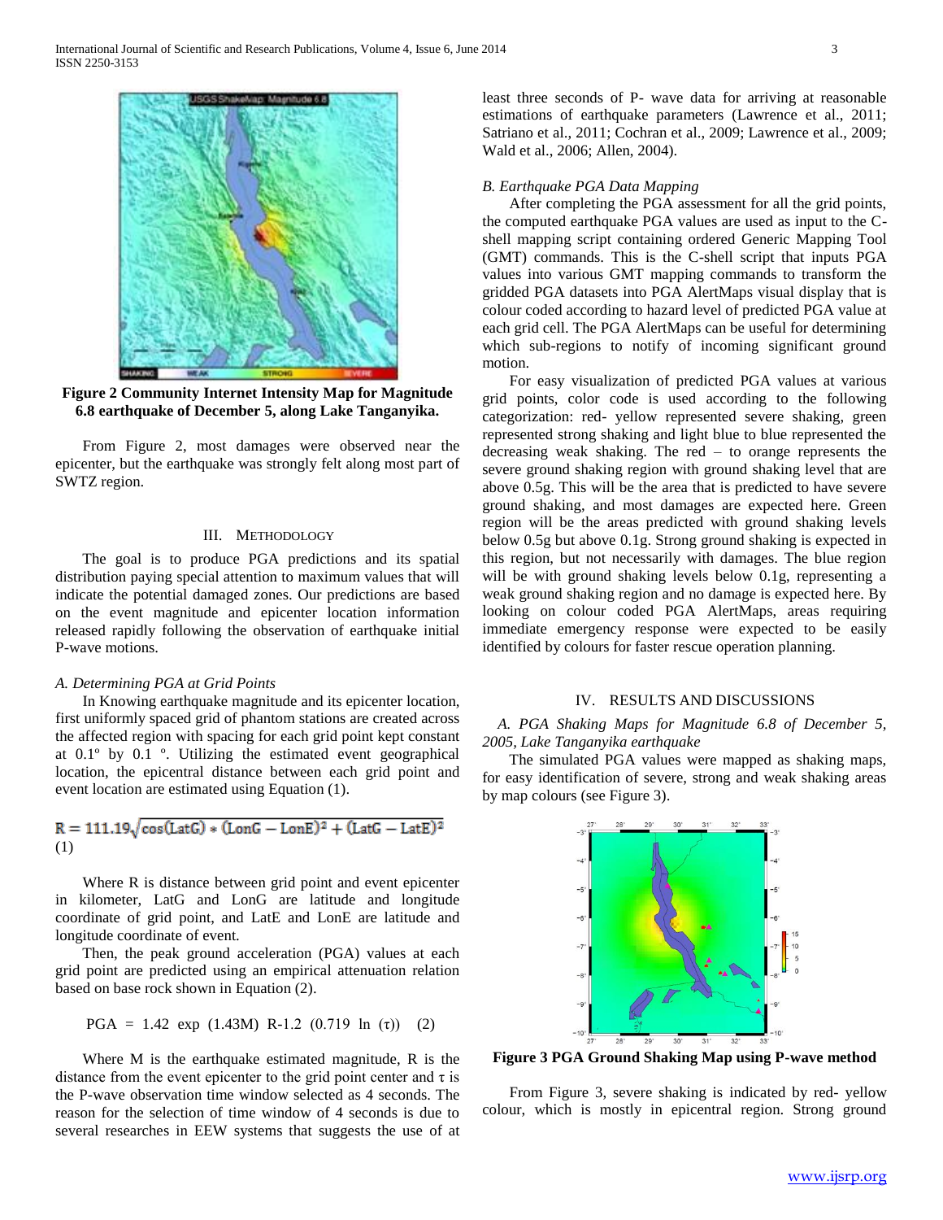**Figure 2 Community Internet Intensity Map for Magnitude 6.8 earthquake of December 5, along Lake Tanganyika.**

From Figure 2, most damages were observed near the epicenter, but the earthquake was strongly felt along most part of SWTZ region.

## III. METHODOLOGY

The goal is to produce PGA predictions and its spatial distribution paying special attention to maximum values that will indicate the potential damaged zones. Our predictions are based on the event magnitude and epicenter location information released rapidly following the observation of earthquake initial P-wave motions.

### *A. Determining PGA at Grid Points*

In Knowing earthquake magnitude and its epicenter location, first uniformly spaced grid of phantom stations are created across the affected region with spacing for each grid point kept constant at 0.1º by 0.1 º. Utilizing the estimated event geographical location, the epicentral distance between each grid point and event location are estimated using Equation (1).

$$R = 111.19\sqrt{\cos(\mathrm{LatG}) * (\mathrm{LonG} - \mathrm{LonE})^2 + (\mathrm{LatG} - \mathrm{LatE})^2} \quad (1)$$

Where R is distance between grid point and event epicenter in kilometer, LatG and LonG are latitude and longitude coordinate of grid point, and LatE and LonE are latitude and longitude coordinate of event.

Then, the peak ground acceleration (PGA) values at each grid point are predicted using an empirical attenuation relation based on base rock shown in Equation (2).

$$\mathrm{PGA} = 1.42 \exp(1.43M)\ R\text{-}1.2\ (0.719 \ln(\tau)) \quad (2)$$

Where M is the earthquake estimated magnitude, R is the distance from the event epicenter to the grid point center and $\tau$ is the P-wave observation time window selected as 4 seconds. The reason for the selection of time window of 4 seconds is due to several researches in EEW systems that suggests the use of at least three seconds of P- wave data for arriving at reasonable estimations of earthquake parameters (Lawrence et al., 2011; Satriano et al., 2011; Cochran et al., 2009; Lawrence et al., 2009; Wald et al., 2006; Allen, 2004).

### *B. Earthquake PGA Data Mapping*

After completing the PGA assessment for all the grid points, the computed earthquake PGA values are used as input to the C-shell mapping script containing ordered Generic Mapping Tool (GMT) commands. This is the C-shell script that inputs PGA values into various GMT mapping commands to transform the gridded PGA datasets into PGA AlertMaps visual display that is colour coded according to hazard level of predicted PGA value at each grid cell. The PGA AlertMaps can be useful for determining which sub-regions to notify of incoming significant ground motion.

For easy visualization of predicted PGA values at various grid points, color code is used according to the following categorization: red- yellow represented severe shaking, green represented strong shaking and light blue to blue represented the decreasing weak shaking. The red – to orange represents the severe ground shaking region with ground shaking level that are above 0.5g. This will be the area that is predicted to have severe ground shaking, and most damages are expected here. Green region will be the areas predicted with ground shaking levels below 0.5g but above 0.1g. Strong ground shaking is expected in this region, but not necessarily with damages. The blue region will be with ground shaking levels below 0.1g, representing a weak ground shaking region and no damage is expected here. By looking on colour coded PGA AlertMaps, areas requiring immediate emergency response were expected to be easily identified by colours for faster rescue operation planning.

## IV. RESULTS AND DISCUSSIONS

### *A. PGA Shaking Maps for Magnitude 6.8 of December 5, 2005, Lake Tanganyika earthquake*

The simulated PGA values were mapped as shaking maps, for easy identification of severe, strong and weak shaking areas by map colours (see Figure 3).

**Figure 3 PGA Ground Shaking Map using P-wave method**

From Figure 3, severe shaking is indicated by red- yellow colour, which is mostly in epicentral region. Strong ground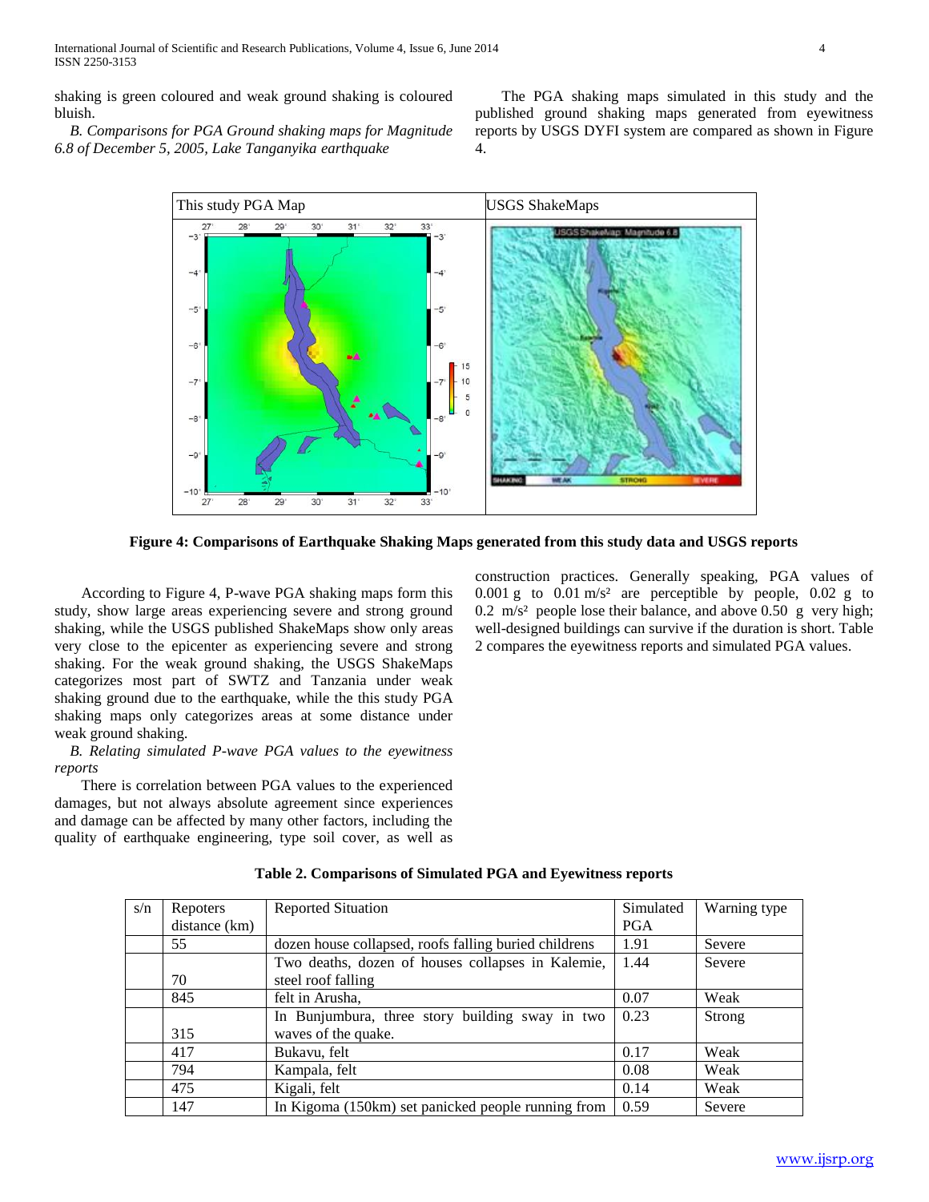shaking is green coloured and weak ground shaking is coloured bluish.

*B. Comparisons for PGA Ground shaking maps for Magnitude 6.8 of December 5, 2005, Lake Tanganyika earthquake*

The PGA shaking maps simulated in this study and the published ground shaking maps generated from eyewitness reports by USGS DYFI system are compared as shown in Figure 4.

| This study PGA Map | USGS ShakeMaps |
|---|---|
| | |

**Figure 4: Comparisons of Earthquake Shaking Maps generated from this study data and USGS reports**

According to Figure 4, P-wave PGA shaking maps form this study, show large areas experiencing severe and strong ground shaking, while the USGS published ShakeMaps show only areas very close to the epicenter as experiencing severe and strong shaking. For the weak ground shaking, the USGS ShakeMaps categorizes most part of SWTZ and Tanzania under weak shaking ground due to the earthquake, while the this study PGA shaking maps only categorizes areas at some distance under weak ground shaking.

*B. Relating simulated P-wave PGA values to the eyewitness reports*

There is correlation between PGA values to the experienced damages, but not always absolute agreement since experiences and damage can be affected by many other factors, including the quality of earthquake engineering, type soil cover, as well as construction practices. Generally speaking, PGA values of 0.001 g to 0.01 $m/s^2$ are perceptible by people, 0.02 g to 0.2 $m/s^2$ people lose their balance, and above 0.50 g very high; well-designed buildings can survive if the duration is short. Table 2 compares the eyewitness reports and simulated PGA values.

**Table 2. Comparisons of Simulated PGA and Eyewitness reports**

| s/n | Repoters distance (km) | Reported Situation | Simulated PGA | Warning type |
|---|---|---|---|---|
| | 55 | dozen house collapsed, roofs falling buried childrens | 1.91 | Severe |
| | 70 | Two deaths, dozen of houses collapses in Kalemie, steel roof falling | 1.44 | Severe |
| | 845 | felt in Arusha, | 0.07 | Weak |
| | 315 | In Bunjumbura, three story building sway in two waves of the quake. | 0.23 | Strong |
| | 417 | Bukavu, felt | 0.17 | Weak |
| | 794 | Kampala, felt | 0.08 | Weak |
| | 475 | Kigali, felt | 0.14 | Weak |
| | 147 | In Kigoma (150km) set panicked people running from | 0.59 | Severe |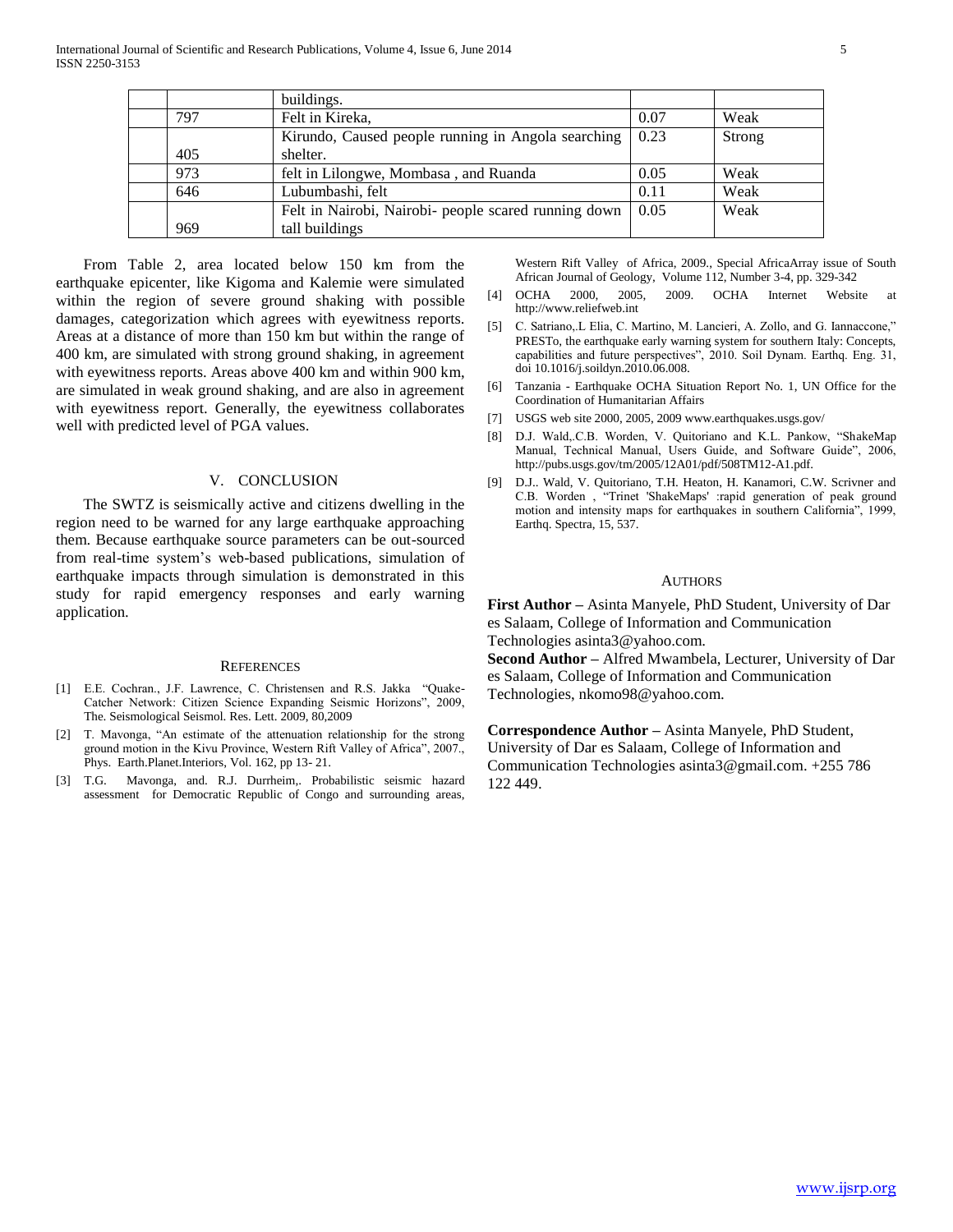| | | | | |
|---|---|---|---|---|
| | | buildings. | | |
| | 797 | Felt in Kireka, | 0.07 | Weak |
| | 405 | Kirundo, Caused people running in Angola searching shelter. | 0.23 | Strong |
| | 973 | felt in Lilongwe, Mombasa , and Ruanda | 0.05 | Weak |
| | 646 | Lubumbashi, felt | 0.11 | Weak |
| | 969 | Felt in Nairobi, Nairobi- people scared running down tall buildings | 0.05 | Weak |

From Table 2, area located below 150 km from the earthquake epicenter, like Kigoma and Kalemie were simulated within the region of severe ground shaking with possible damages, categorization which agrees with eyewitness reports. Areas at a distance of more than 150 km but within the range of 400 km, are simulated with strong ground shaking, in agreement with eyewitness reports. Areas above 400 km and within 900 km, are simulated in weak ground shaking, and are also in agreement with eyewitness report. Generally, the eyewitness collaborates well with predicted level of PGA values.

## V. CONCLUSION

The SWTZ is seismically active and citizens dwelling in the region need to be warned for any large earthquake approaching them. Because earthquake source parameters can be out-sourced from real-time system's web-based publications, simulation of earthquake impacts through simulation is demonstrated in this study for rapid emergency responses and early warning application.

## REFERENCES

[1] E.E. Cochran., J.F. Lawrence, C. Christensen and R.S. Jakka "Quake-Catcher Network: Citizen Science Expanding Seismic Horizons", 2009, The. Seismological Seismol. Res. Lett. 2009, 80,2009

[2] T. Mavonga, "An estimate of the attenuation relationship for the strong ground motion in the Kivu Province, Western Rift Valley of Africa", 2007., Phys. Earth.Planet.Interiors, Vol. 162, pp 13- 21.

[3] T.G. Mavonga, and. R.J. Durrheim,. Probabilistic seismic hazard assessment for Democratic Republic of Congo and surrounding areas, Western Rift Valley of Africa, 2009., Special AfricaArray issue of South African Journal of Geology, Volume 112, Number 3-4, pp. 329-342

[4] OCHA 2000, 2005, 2009. OCHA Internet Website at http://www.reliefweb.int

[5] C. Satriano,.L Elia, C. Martino, M. Lancieri, A. Zollo, and G. Iannaccone," PRESTo, the earthquake early warning system for southern Italy: Concepts, capabilities and future perspectives", 2010. Soil Dynam. Earthq. Eng. 31, doi 10.1016/j.soildyn.2010.06.008.

[6] Tanzania - Earthquake OCHA Situation Report No. 1, UN Office for the Coordination of Humanitarian Affairs

[7] USGS web site 2000, 2005, 2009 www.earthquakes.usgs.gov/

[8] D.J. Wald,.C.B. Worden, V. Quitoriano and K.L. Pankow, "ShakeMap Manual, Technical Manual, Users Guide, and Software Guide", 2006, http://pubs.usgs.gov/tm/2005/12A01/pdf/508TM12-A1.pdf.

[9] D.J.. Wald, V. Quitoriano, T.H. Heaton, H. Kanamori, C.W. Scrivner and C.B. Worden , "Trinet 'ShakeMaps' :rapid generation of peak ground motion and intensity maps for earthquakes in southern California", 1999, Earthq. Spectra, 15, 537.

## AUTHORS

**First Author –** Asinta Manyele, PhD Student, University of Dar es Salaam, College of Information and Communication Technologies asinta3@yahoo.com.

**Second Author –** Alfred Mwambela, Lecturer, University of Dar es Salaam, College of Information and Communication Technologies, nkomo98@yahoo.com.

**Correspondence Author –** Asinta Manyele, PhD Student, University of Dar es Salaam, College of Information and Communication Technologies asinta3@gmail.com. +255 786 122 449.